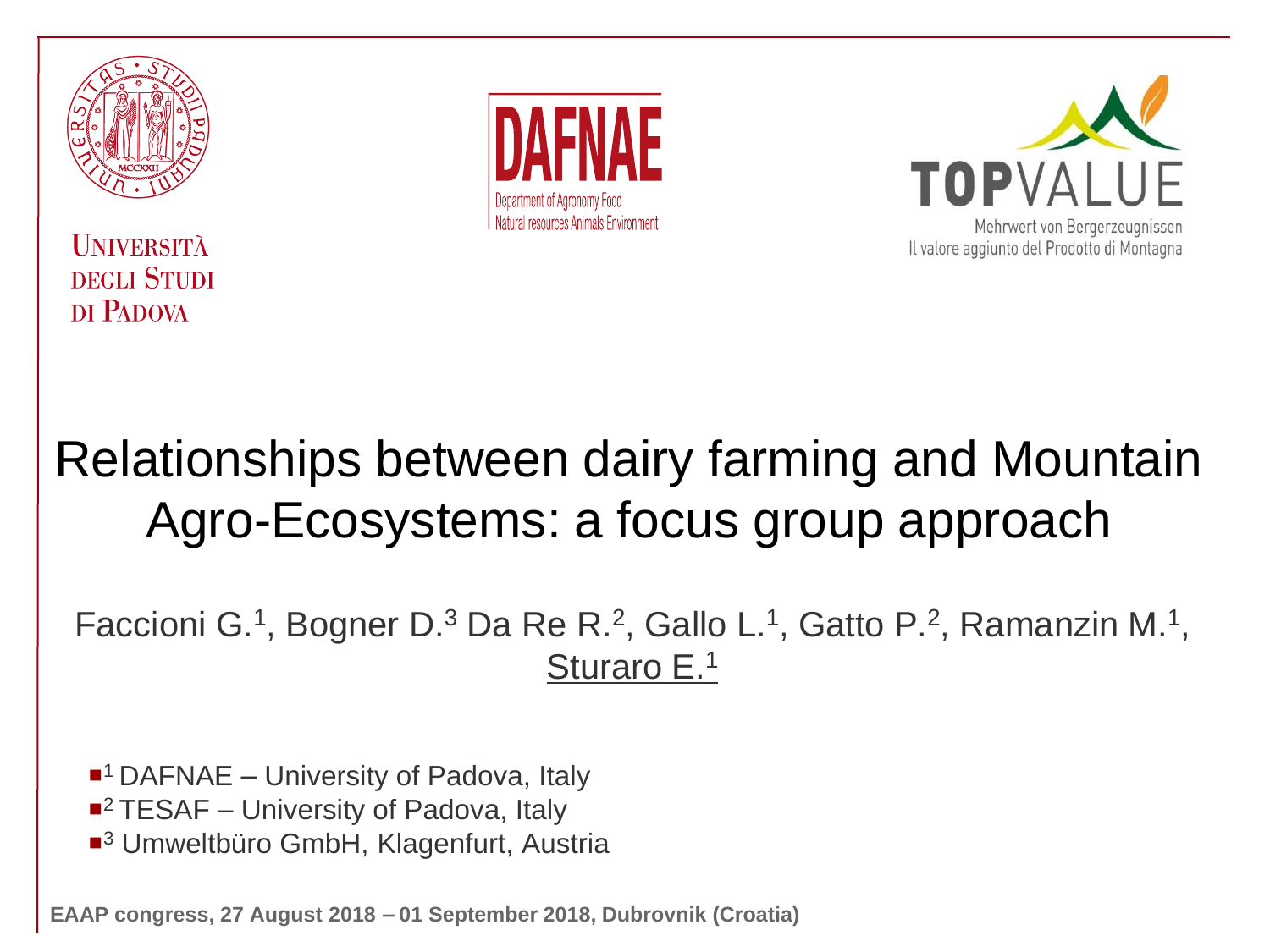UNIVERSITÀ DEGLI STUDI DI PADOVA

DAFNAE
Department of Agronomy Food Natural resources Animals Environment

TOPVALUE
Mehrwert von Bergerzeugnissen
Il valore aggiunto del Prodotto di Montagna

# Relationships between dairy farming and Mountain Agro-Ecosystems: a focus group approach

Faccioni G.[1], Bogner D.[3] Da Re R.[2], Gallo L.[1], Gatto P.[2], Ramanzin M.[1], Sturaro E.[1]

- [1] DAFNAE – University of Padova, Italy
- [2] TESAF – University of Padova, Italy
- [3] Umweltbüro GmbH, Klagenfurt, Austria

**EAAP congress, 27 August 2018 – 01 September 2018, Dubrovnik (Croatia)**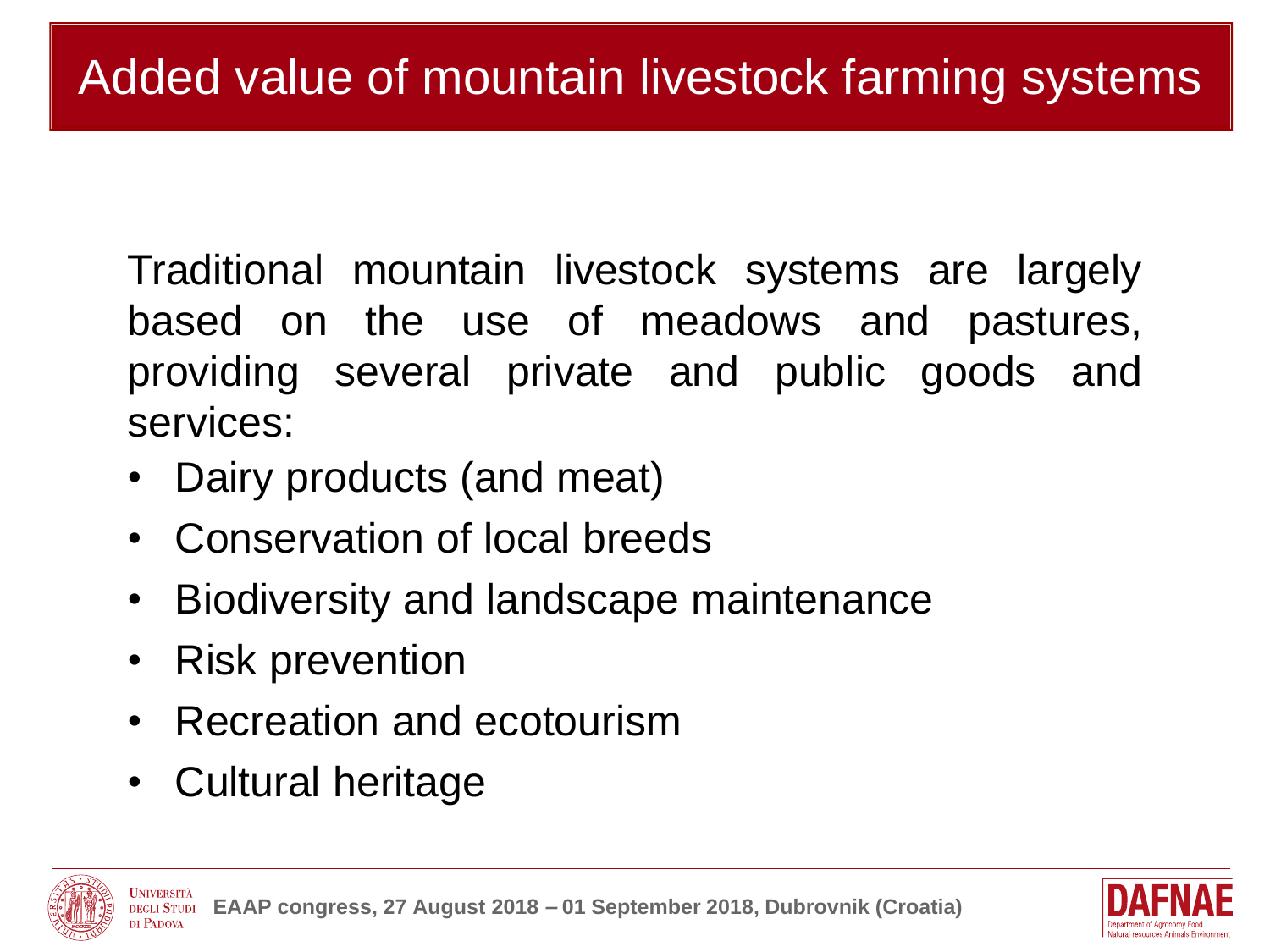# Added value of mountain livestock farming systems

Traditional mountain livestock systems are largely based on the use of meadows and pastures, providing several private and public goods and services:

- Dairy products (and meat)
- Conservation of local breeds
- Biodiversity and landscape maintenance
- Risk prevention
- Recreation and ecotourism
- Cultural heritage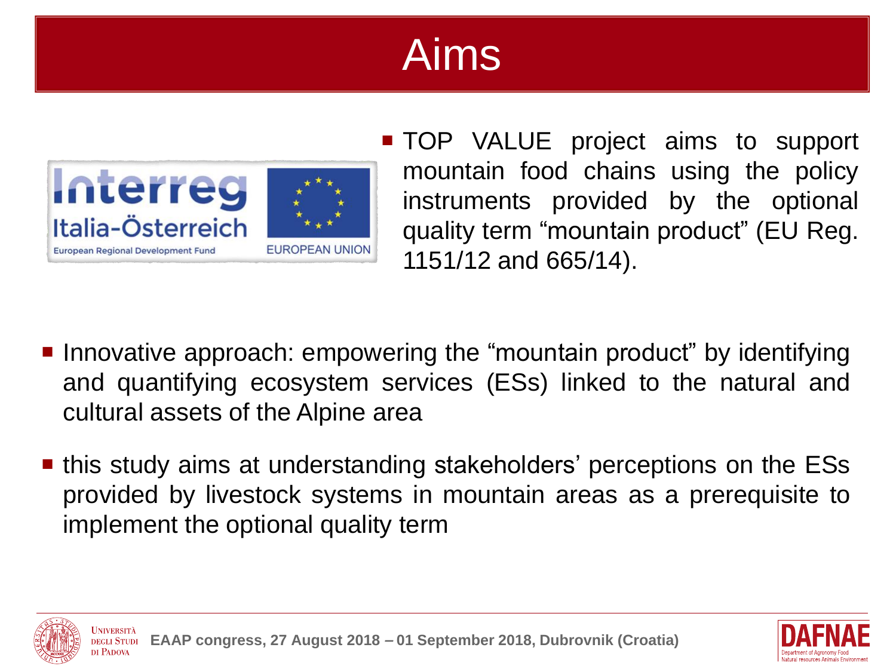# Aims

- TOP VALUE project aims to support mountain food chains using the policy instruments provided by the optional quality term "mountain product" (EU Reg. 1151/12 and 665/14).

- Innovative approach: empowering the "mountain product" by identifying and quantifying ecosystem services (ESs) linked to the natural and cultural assets of the Alpine area

- this study aims at understanding stakeholders' perceptions on the ESs provided by livestock systems in mountain areas as a prerequisite to implement the optional quality term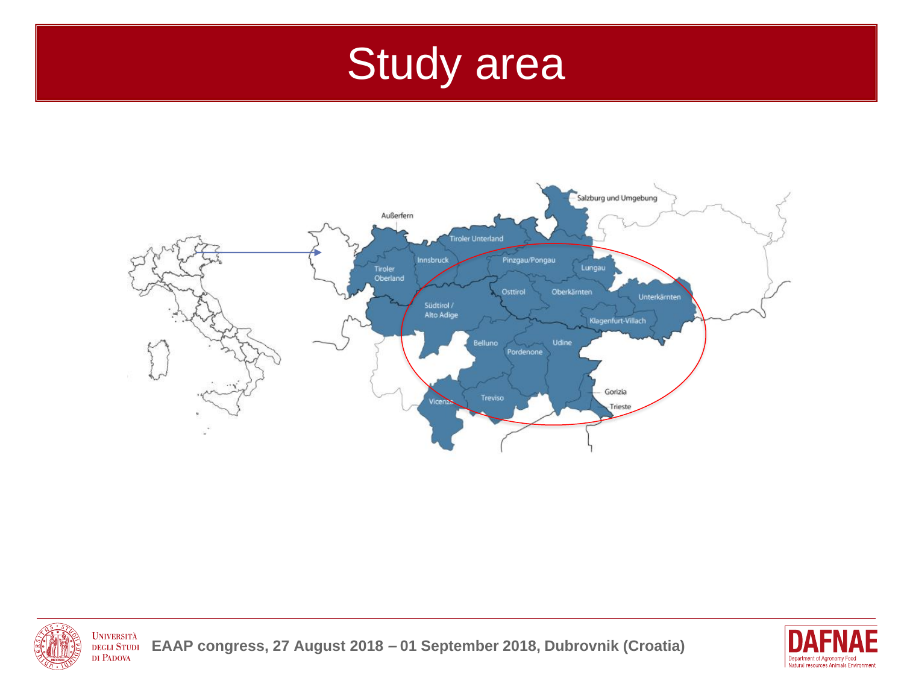# Study area

Salzburg und Umgebung

Außerfern

Tiroler Unterland

Innsbruck

Tiroler Oberland

Pinzgau/Pongau

Lungau

Osttirol

Oberkärnten

Unterkärnten

Südtirol / Alto Adige

Klagenfurt-Villach

Belluno

Udine

Pordenone

Gorizia

Treviso

Vicenza

Trieste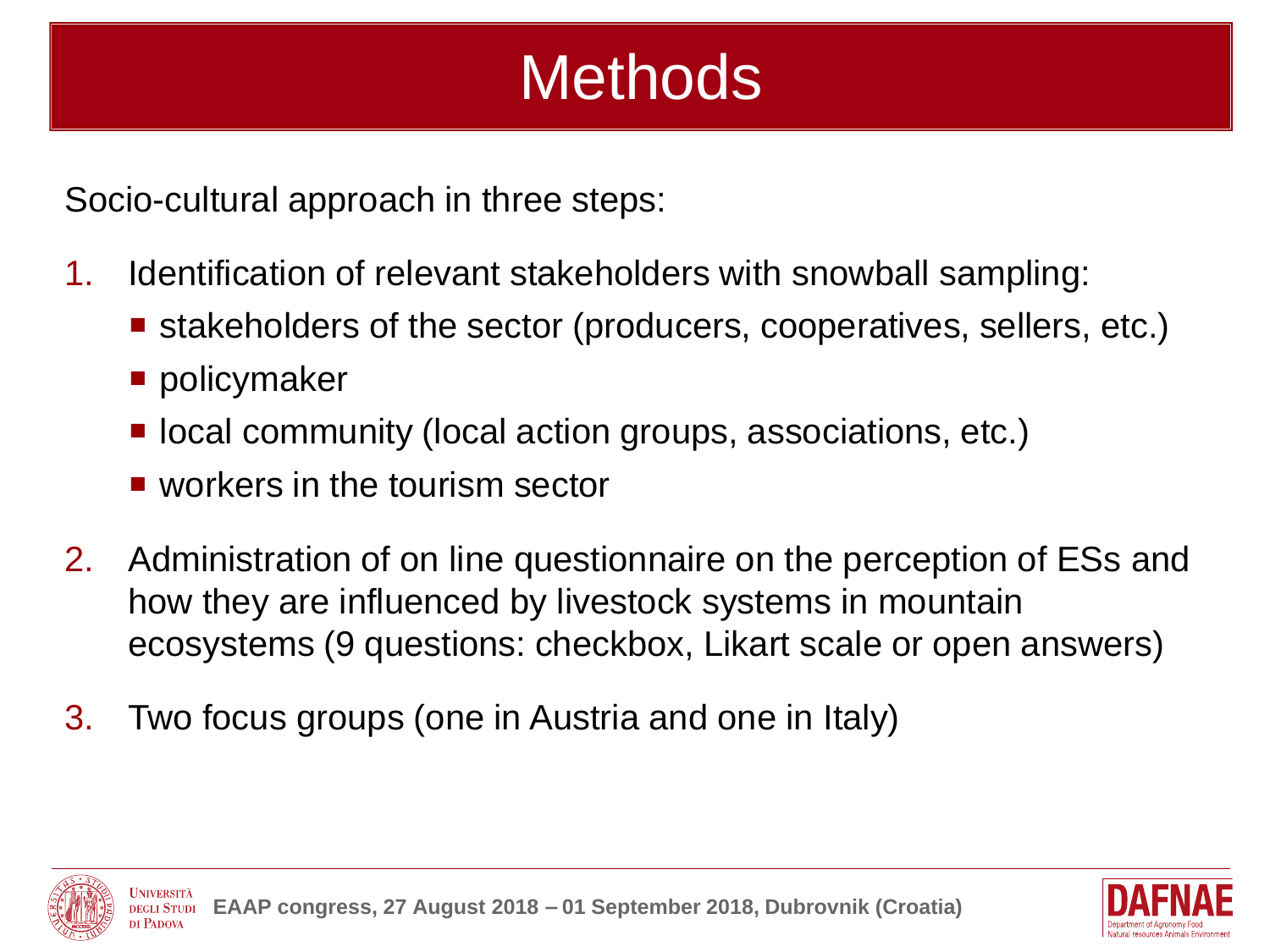# Methods

Socio-cultural approach in three steps:

1. Identification of relevant stakeholders with snowball sampling:
   - stakeholders of the sector (producers, cooperatives, sellers, etc.)
   - policymaker
   - local community (local action groups, associations, etc.)
   - workers in the tourism sector
2. Administration of on line questionnaire on the perception of ESs and how they are influenced by livestock systems in mountain ecosystems (9 questions: checkbox, Likart scale or open answers)
3. Two focus groups (one in Austria and one in Italy)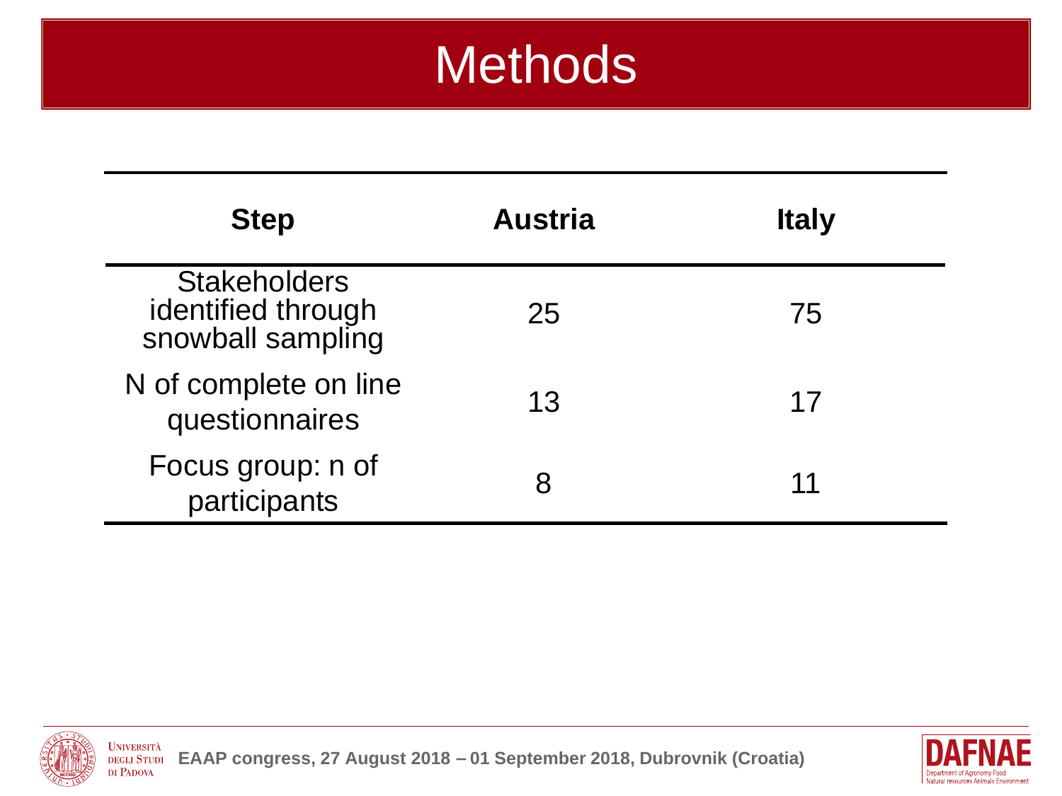# Methods

| Step | Austria | Italy |
|---|---|---|
| Stakeholders identified through snowball sampling | 25 | 75 |
| N of complete on line questionnaires | 13 | 17 |
| Focus group: n of participants | 8 | 11 |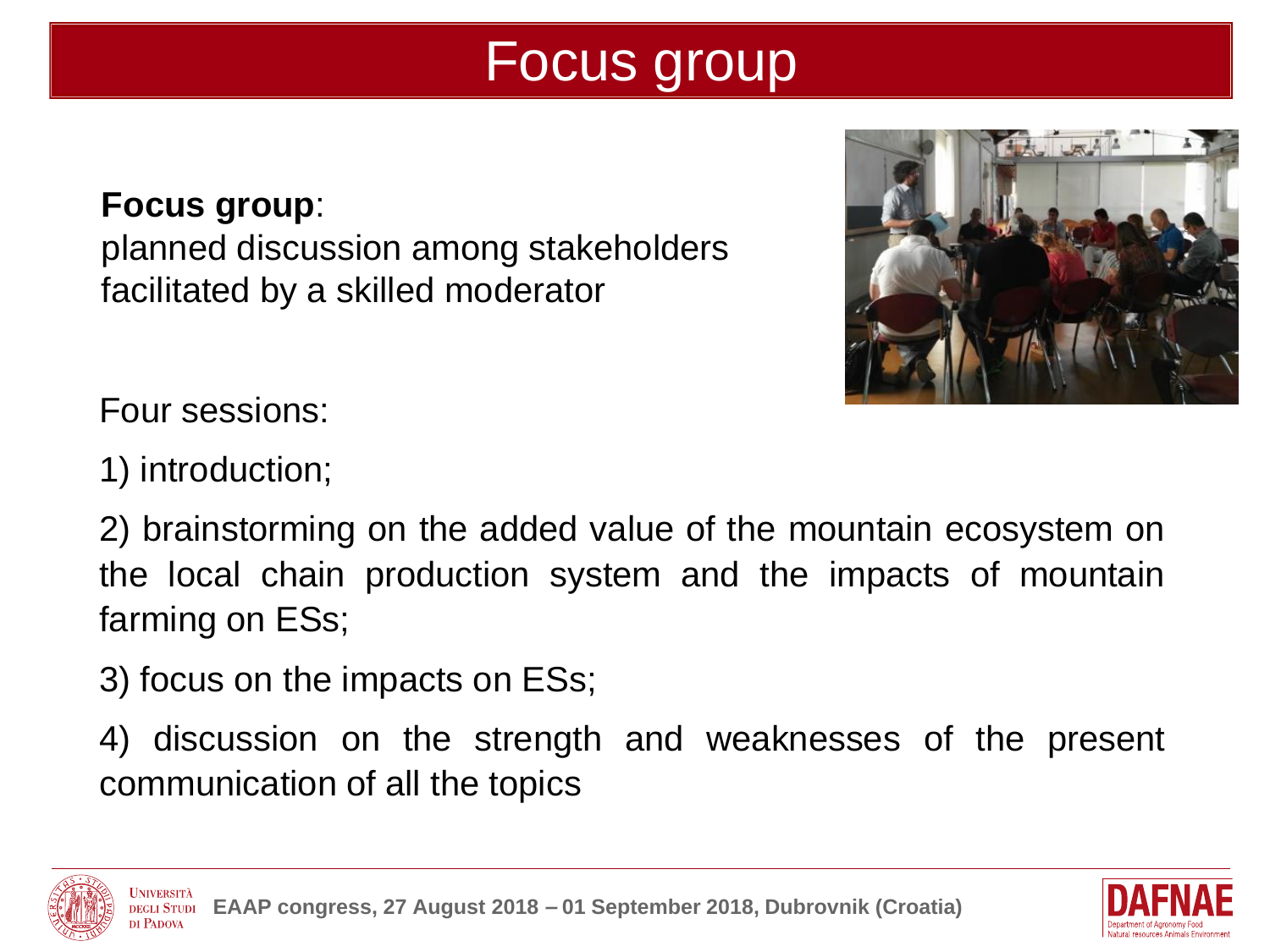# Focus group

**Focus group**:
planned discussion among stakeholders facilitated by a skilled moderator

Four sessions:

1) introduction;

2) brainstorming on the added value of the mountain ecosystem on the local chain production system and the impacts of mountain farming on ESs;

3) focus on the impacts on ESs;

4) discussion on the strength and weaknesses of the present communication of all the topics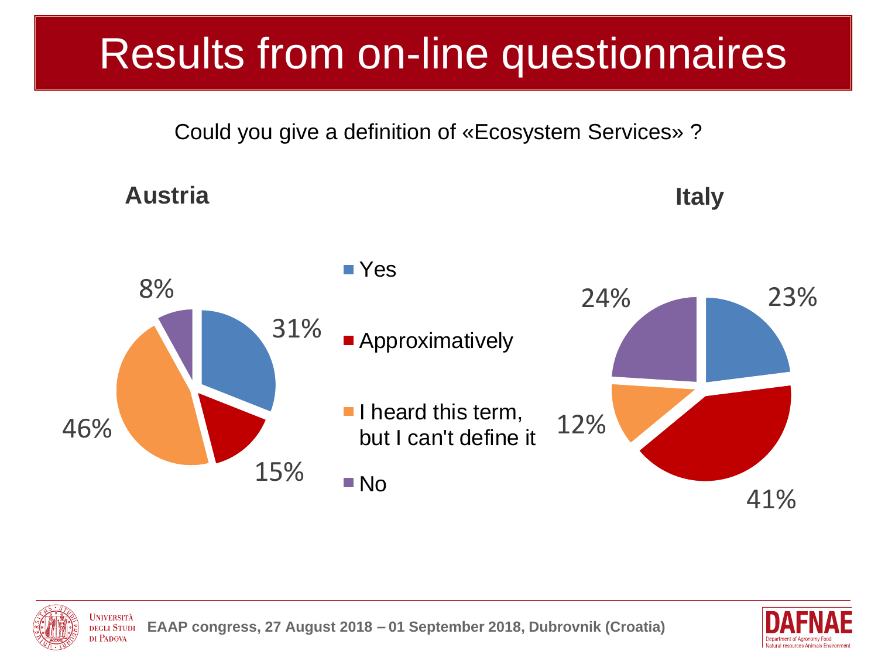# Results from on-line questionnaires

Could you give a definition of «Ecosystem Services» ?

| Answer | Austria | Italy |
| --- | --- | --- |
| Yes | 31% | 23% |
| Approximatively | 15% | 41% |
| I heard this term, but I can't define it | 46% | 12% |
| No | 8% | 24% |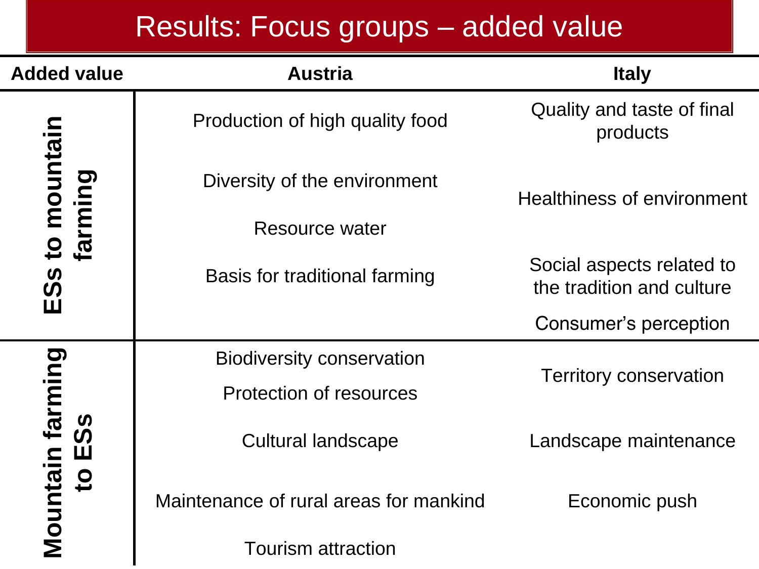# Results: Focus groups – added value

| Added value | Austria | Italy |
|---|---|---|
| ESs to mountain farming | Production of high quality food | Quality and taste of final products |
| | Diversity of the environment | Healthiness of environment |
| | Resource water | |
| | Basis for traditional farming | Social aspects related to the tradition and culture |
| | | Consumer's perception |
| Mountain farming to ESs | Biodiversity conservation | Territory conservation |
| | Protection of resources | |
| | Cultural landscape | Landscape maintenance |
| | Maintenance of rural areas for mankind | Economic push |
| | Tourism attraction | |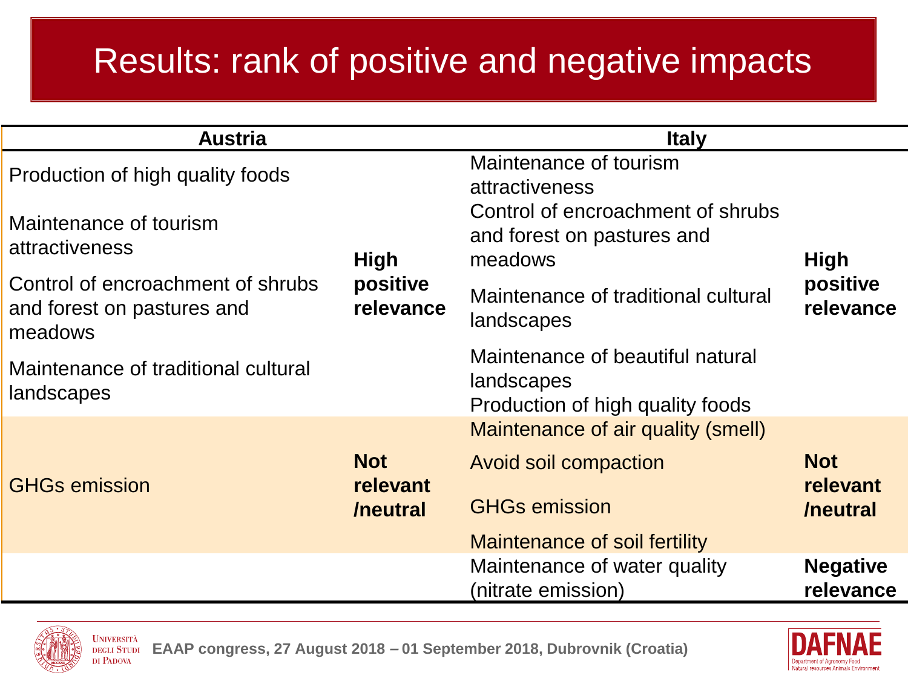# Results: rank of positive and negative impacts

| Austria | | Italy | |
|---|---|---|---|
| Production of high quality foods | **High positive relevance** | Maintenance of tourism attractiveness | **High positive relevance** |
| Maintenance of tourism attractiveness | | Control of encroachment of shrubs and forest on pastures and meadows | |
| Control of encroachment of shrubs and forest on pastures and meadows | | Maintenance of traditional cultural landscapes | |
| Maintenance of traditional cultural landscapes | | Maintenance of beautiful natural landscapes | |
| | | Production of high quality foods | |
| GHGs emission | **Not relevant /neutral** | Maintenance of air quality (smell) | **Not relevant /neutral** |
| | | Avoid soil compaction | |
| | | GHGs emission | |
| | | Maintenance of soil fertility | |
| | | Maintenance of water quality (nitrate emission) | **Negative relevance** |

EAAP congress, 27 August 2018 – 01 September 2018, Dubrovnik (Croatia)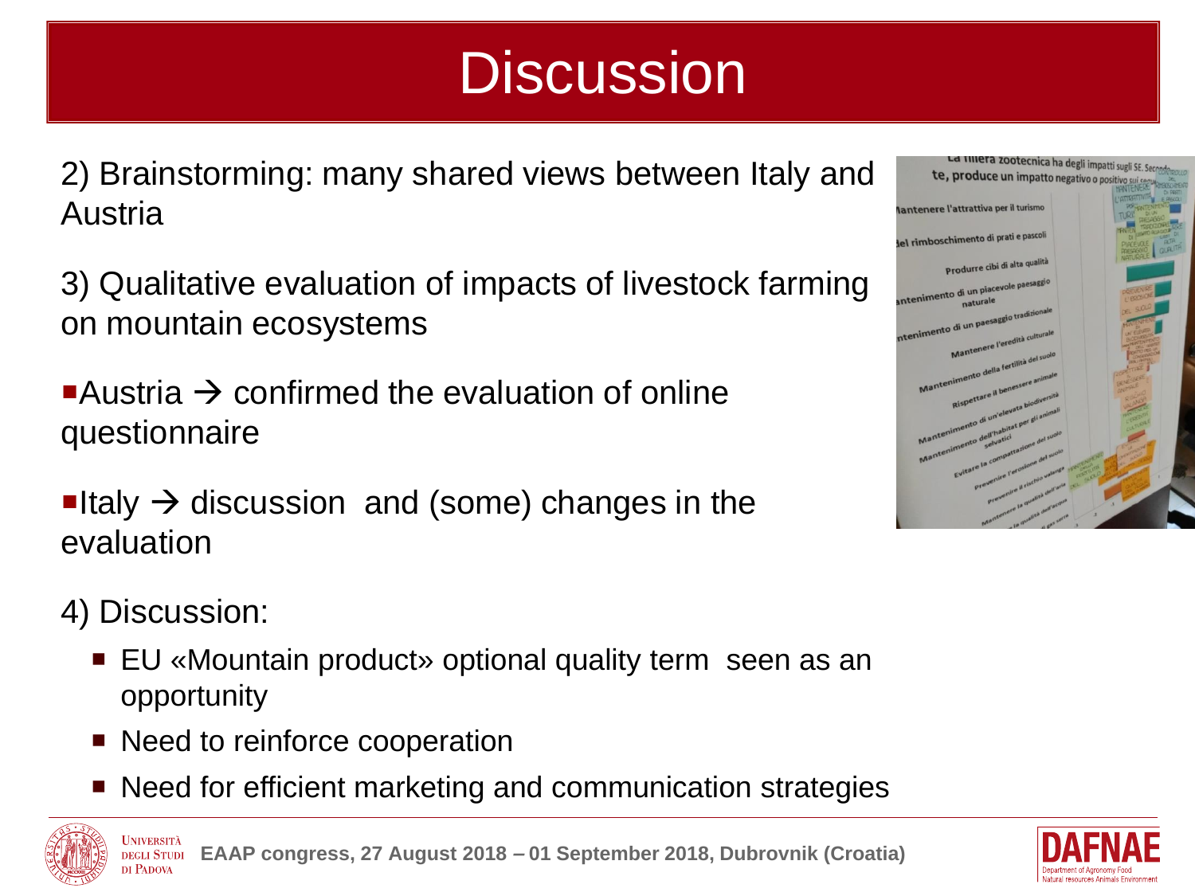# Discussion

2) Brainstorming: many shared views between Italy and Austria

3) Qualitative evaluation of impacts of livestock farming on mountain ecosystems

- Austria → confirmed the evaluation of online questionnaire
- Italy → discussion and (some) changes in the evaluation

4) Discussion:

- EU «Mountain product» optional quality term seen as an opportunity
- Need to reinforce cooperation
- Need for efficient marketing and communication strategies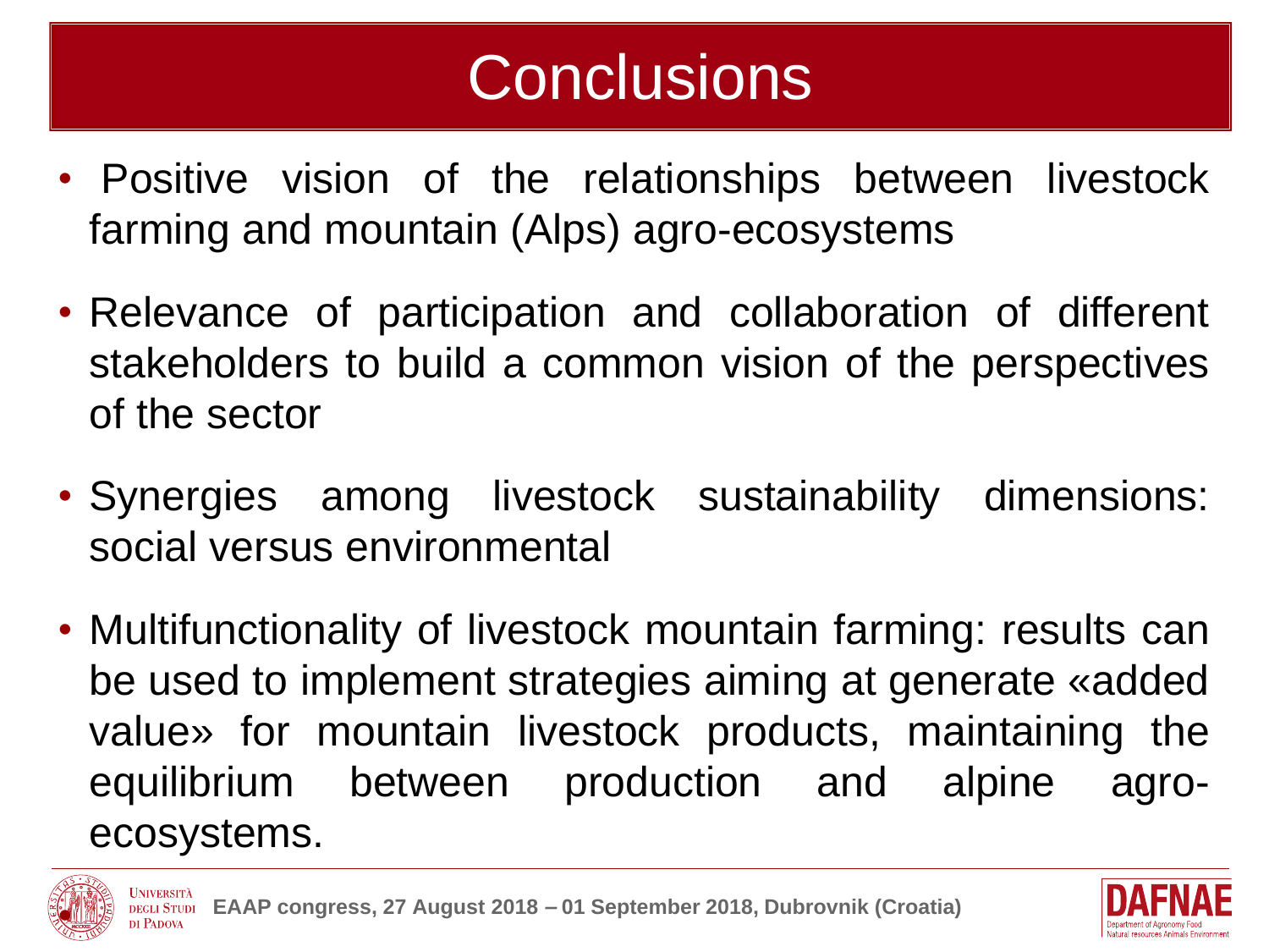# Conclusions

- Positive vision of the relationships between livestock farming and mountain (Alps) agro-ecosystems
- Relevance of participation and collaboration of different stakeholders to build a common vision of the perspectives of the sector
- Synergies among livestock sustainability dimensions: social versus environmental
- Multifunctionality of livestock mountain farming: results can be used to implement strategies aiming at generate «added value» for mountain livestock products, maintaining the equilibrium between production and alpine agro-ecosystems.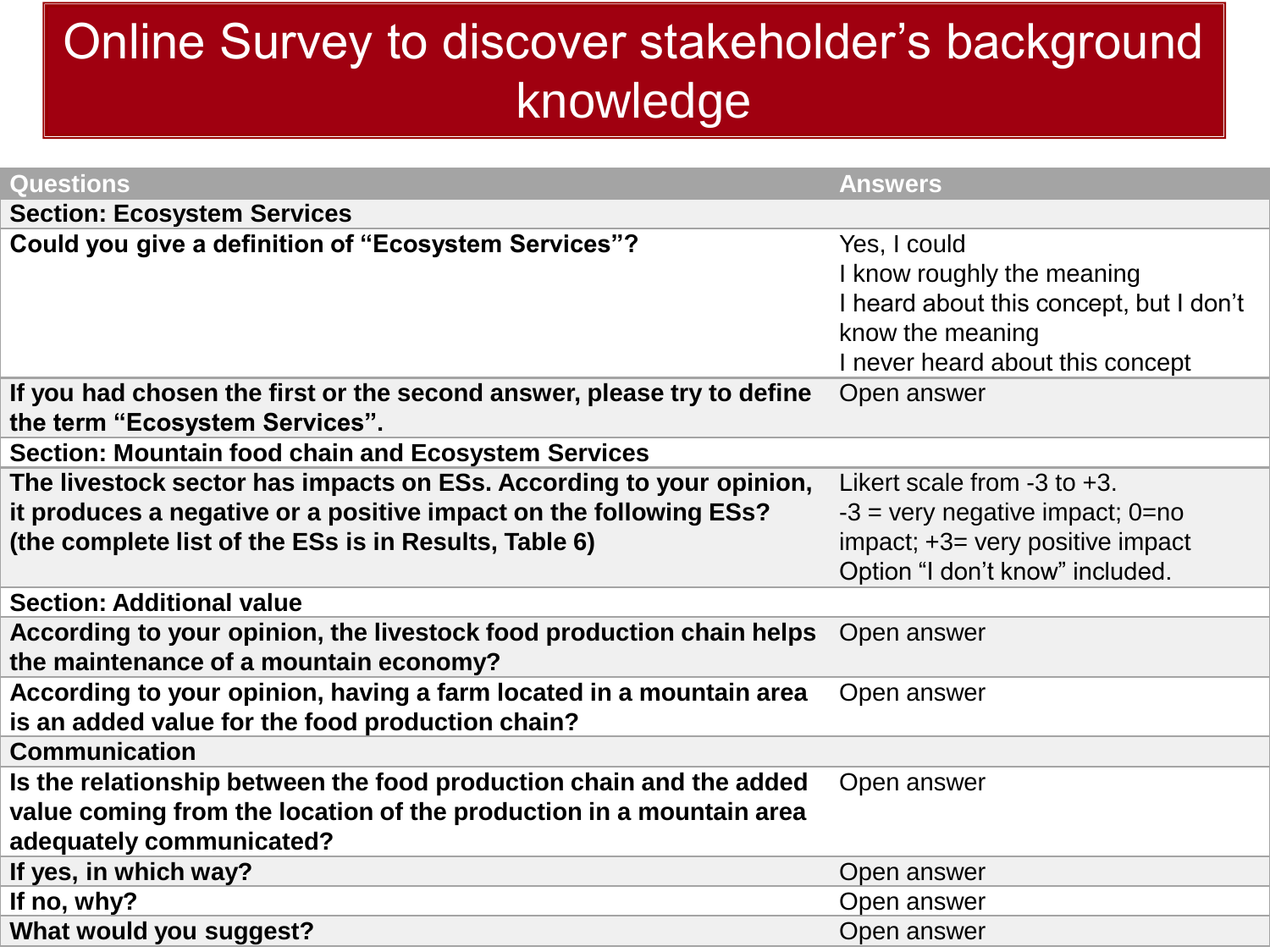# Online Survey to discover stakeholder's background knowledge

| Questions | Answers |
|---|---|
| **Section: Ecosystem Services** | |
| **Could you give a definition of "Ecosystem Services"?** | Yes, I could<br>I know roughly the meaning<br>I heard about this concept, but I don't know the meaning<br>I never heard about this concept |
| **If you had chosen the first or the second answer, please try to define the term "Ecosystem Services".** | Open answer |
| **Section: Mountain food chain and Ecosystem Services** | |
| **The livestock sector has impacts on ESs. According to your opinion, it produces a negative or a positive impact on the following ESs? (the complete list of the ESs is in Results, Table 6)** | Likert scale from -3 to +3.<br>-3 = very negative impact; 0=no impact; +3= very positive impact<br>Option "I don't know" included. |
| **Section: Additional value** | |
| **According to your opinion, the livestock food production chain helps the maintenance of a mountain economy?** | Open answer |
| **According to your opinion, having a farm located in a mountain area is an added value for the food production chain?** | Open answer |
| **Communication** | |
| **Is the relationship between the food production chain and the added value coming from the location of the production in a mountain area adequately communicated?** | Open answer |
| **If yes, in which way?** | Open answer |
| **If no, why?** | Open answer |
| **What would you suggest?** | Open answer |